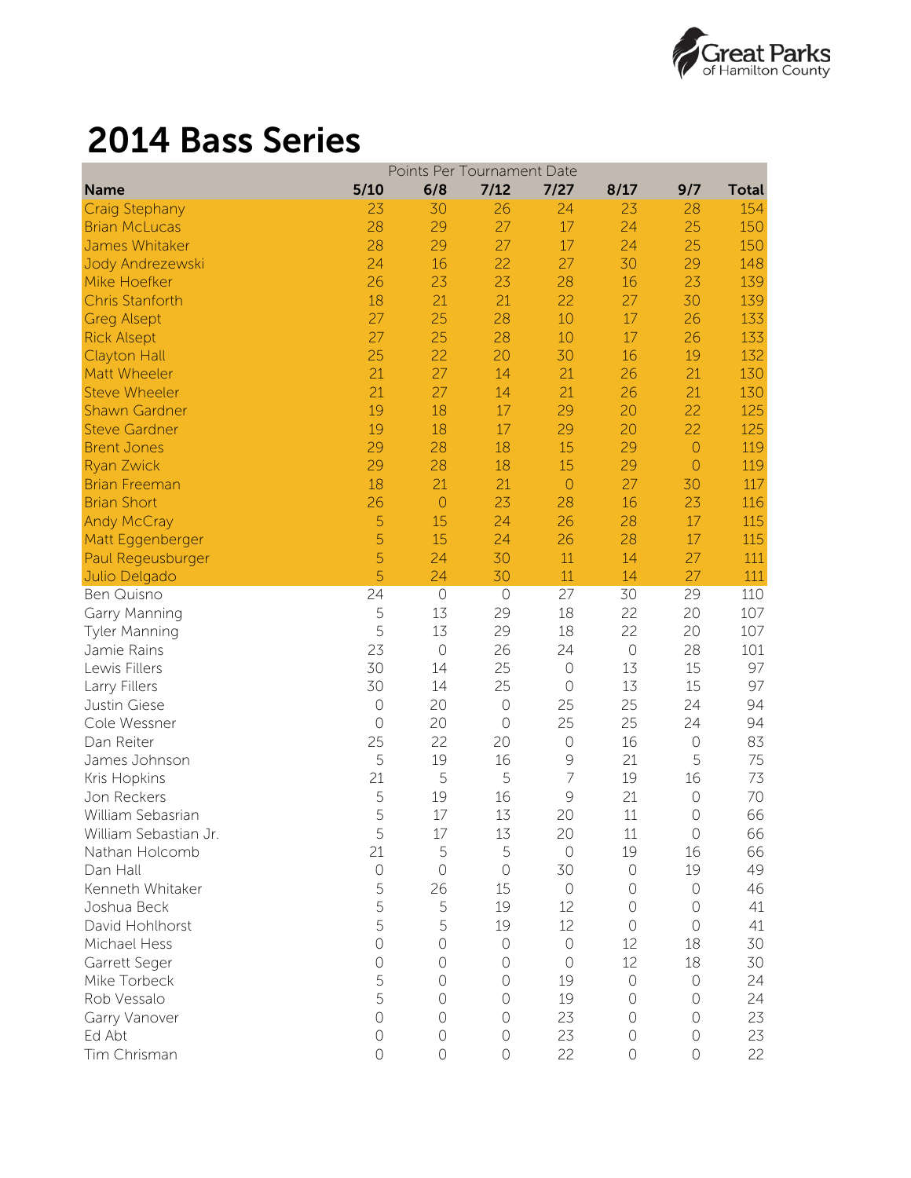# 2014 Bass Series

| | Points Per Tournament Date | | | | | | |
|---|---|---|---|---|---|---|---|
| **Name** | **5/10** | **6/8** | **7/12** | **7/27** | **8/17** | **9/7** | **Total** |
| Craig Stephany | 23 | 30 | 26 | 24 | 23 | 28 | 154 |
| Brian McLucas | 28 | 29 | 27 | 17 | 24 | 25 | 150 |
| James Whitaker | 28 | 29 | 27 | 17 | 24 | 25 | 150 |
| Jody Andrezewski | 24 | 16 | 22 | 27 | 30 | 29 | 148 |
| Mike Hoefker | 26 | 23 | 23 | 28 | 16 | 23 | 139 |
| Chris Stanforth | 18 | 21 | 21 | 22 | 27 | 30 | 139 |
| Greg Alsept | 27 | 25 | 28 | 10 | 17 | 26 | 133 |
| Rick Alsept | 27 | 25 | 28 | 10 | 17 | 26 | 133 |
| Clayton Hall | 25 | 22 | 20 | 30 | 16 | 19 | 132 |
| Matt Wheeler | 21 | 27 | 14 | 21 | 26 | 21 | 130 |
| Steve Wheeler | 21 | 27 | 14 | 21 | 26 | 21 | 130 |
| Shawn Gardner | 19 | 18 | 17 | 29 | 20 | 22 | 125 |
| Steve Gardner | 19 | 18 | 17 | 29 | 20 | 22 | 125 |
| Brent Jones | 29 | 28 | 18 | 15 | 29 | 0 | 119 |
| Ryan Zwick | 29 | 28 | 18 | 15 | 29 | 0 | 119 |
| Brian Freeman | 18 | 21 | 21 | 0 | 27 | 30 | 117 |
| Brian Short | 26 | 0 | 23 | 28 | 16 | 23 | 116 |
| Andy McCray | 5 | 15 | 24 | 26 | 28 | 17 | 115 |
| Matt Eggenberger | 5 | 15 | 24 | 26 | 28 | 17 | 115 |
| Paul Regeusburger | 5 | 24 | 30 | 11 | 14 | 27 | 111 |
| Julio Delgado | 5 | 24 | 30 | 11 | 14 | 27 | 111 |
| Ben Quisno | 24 | 0 | 0 | 27 | 30 | 29 | 110 |
| Garry Manning | 5 | 13 | 29 | 18 | 22 | 20 | 107 |
| Tyler Manning | 5 | 13 | 29 | 18 | 22 | 20 | 107 |
| Jamie Rains | 23 | 0 | 26 | 24 | 0 | 28 | 101 |
| Lewis Fillers | 30 | 14 | 25 | 0 | 13 | 15 | 97 |
| Larry Fillers | 30 | 14 | 25 | 0 | 13 | 15 | 97 |
| Justin Giese | 0 | 20 | 0 | 25 | 25 | 24 | 94 |
| Cole Wessner | 0 | 20 | 0 | 25 | 25 | 24 | 94 |
| Dan Reiter | 25 | 22 | 20 | 0 | 16 | 0 | 83 |
| James Johnson | 5 | 19 | 16 | 9 | 21 | 5 | 75 |
| Kris Hopkins | 21 | 5 | 5 | 7 | 19 | 16 | 73 |
| Jon Reckers | 5 | 19 | 16 | 9 | 21 | 0 | 70 |
| William Sebasrian | 5 | 17 | 13 | 20 | 11 | 0 | 66 |
| William Sebastian Jr. | 5 | 17 | 13 | 20 | 11 | 0 | 66 |
| Nathan Holcomb | 21 | 5 | 5 | 0 | 19 | 16 | 66 |
| Dan Hall | 0 | 0 | 0 | 30 | 0 | 19 | 49 |
| Kenneth Whitaker | 5 | 26 | 15 | 0 | 0 | 0 | 46 |
| Joshua Beck | 5 | 5 | 19 | 12 | 0 | 0 | 41 |
| David Hohlhorst | 5 | 5 | 19 | 12 | 0 | 0 | 41 |
| Michael Hess | 0 | 0 | 0 | 0 | 12 | 18 | 30 |
| Garrett Seger | 0 | 0 | 0 | 0 | 12 | 18 | 30 |
| Mike Torbeck | 5 | 0 | 0 | 19 | 0 | 0 | 24 |
| Rob Vessalo | 5 | 0 | 0 | 19 | 0 | 0 | 24 |
| Garry Vanover | 0 | 0 | 0 | 23 | 0 | 0 | 23 |
| Ed Abt | 0 | 0 | 0 | 23 | 0 | 0 | 23 |
| Tim Chrisman | 0 | 0 | 0 | 22 | 0 | 0 | 22 |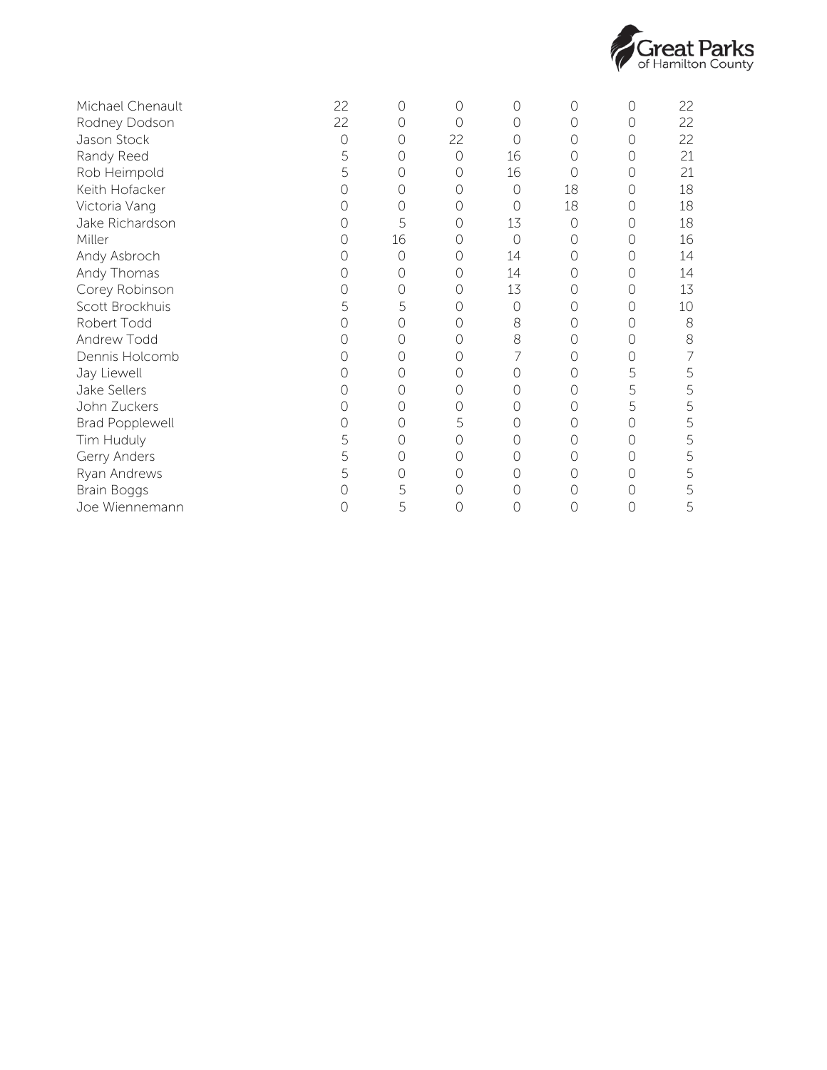| | | | | | | | |
|---|---|---|---|---|---|---|---|
| Michael Chenault | 22 | 0 | 0 | 0 | 0 | 0 | 22 |
| Rodney Dodson | 22 | 0 | 0 | 0 | 0 | 0 | 22 |
| Jason Stock | 0 | 0 | 22 | 0 | 0 | 0 | 22 |
| Randy Reed | 5 | 0 | 0 | 16 | 0 | 0 | 21 |
| Rob Heimpold | 5 | 0 | 0 | 16 | 0 | 0 | 21 |
| Keith Hofacker | 0 | 0 | 0 | 0 | 18 | 0 | 18 |
| Victoria Vang | 0 | 0 | 0 | 0 | 18 | 0 | 18 |
| Jake Richardson | 0 | 5 | 0 | 13 | 0 | 0 | 18 |
| Miller | 0 | 16 | 0 | 0 | 0 | 0 | 16 |
| Andy Asbroch | 0 | 0 | 0 | 14 | 0 | 0 | 14 |
| Andy Thomas | 0 | 0 | 0 | 14 | 0 | 0 | 14 |
| Corey Robinson | 0 | 0 | 0 | 13 | 0 | 0 | 13 |
| Scott Brockhuis | 5 | 5 | 0 | 0 | 0 | 0 | 10 |
| Robert Todd | 0 | 0 | 0 | 8 | 0 | 0 | 8 |
| Andrew Todd | 0 | 0 | 0 | 8 | 0 | 0 | 8 |
| Dennis Holcomb | 0 | 0 | 0 | 7 | 0 | 0 | 7 |
| Jay Liewell | 0 | 0 | 0 | 0 | 0 | 5 | 5 |
| Jake Sellers | 0 | 0 | 0 | 0 | 0 | 5 | 5 |
| John Zuckers | 0 | 0 | 0 | 0 | 0 | 5 | 5 |
| Brad Popplewell | 0 | 0 | 5 | 0 | 0 | 0 | 5 |
| Tim Huduly | 5 | 0 | 0 | 0 | 0 | 0 | 5 |
| Gerry Anders | 5 | 0 | 0 | 0 | 0 | 0 | 5 |
| Ryan Andrews | 5 | 0 | 0 | 0 | 0 | 0 | 5 |
| Brain Boggs | 0 | 5 | 0 | 0 | 0 | 0 | 5 |
| Joe Wiennemann | 0 | 5 | 0 | 0 | 0 | 0 | 5 |